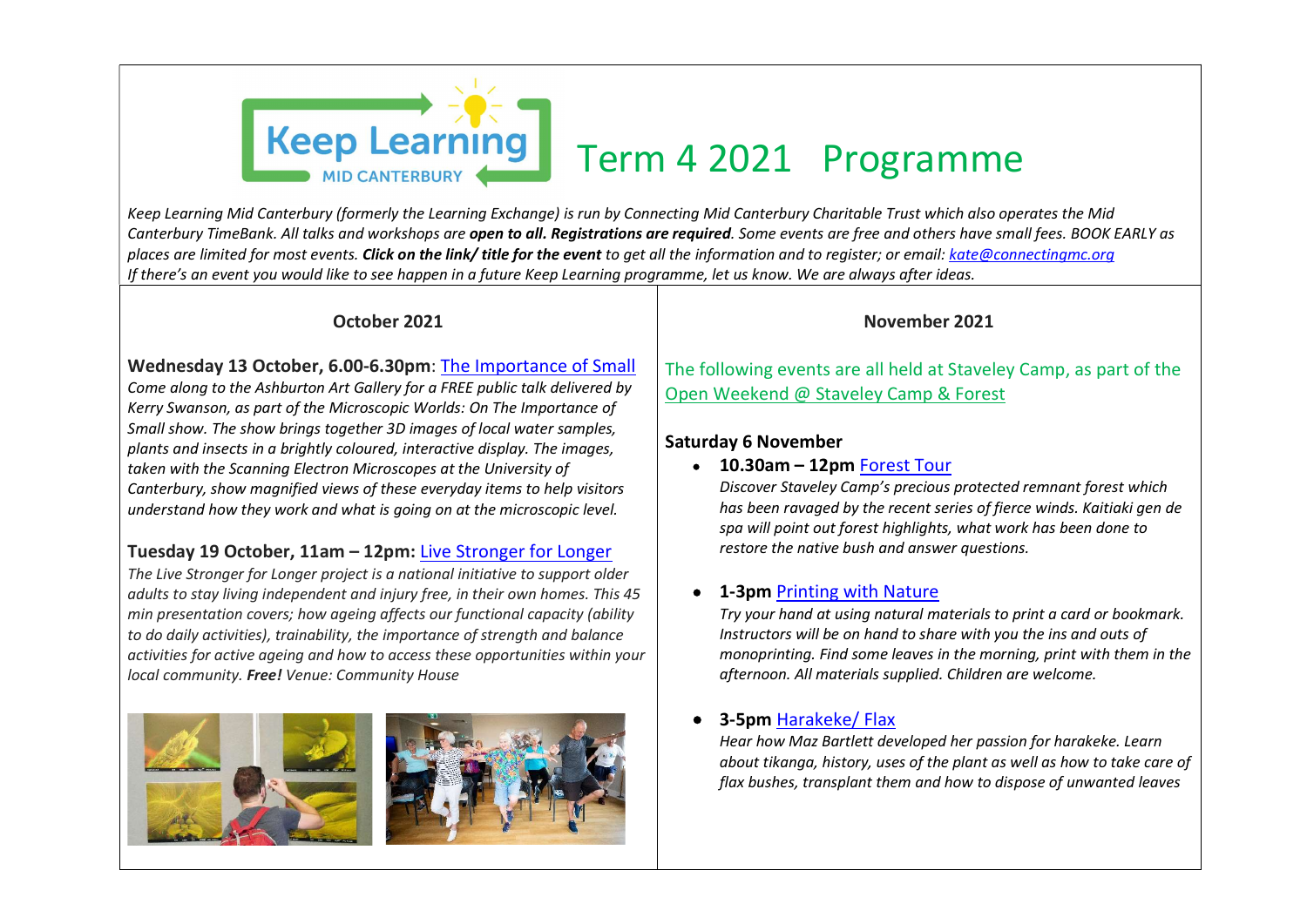# Keep Learning Mid Canterbury — Term 4 2021 Programme

*Keep Learning Mid Canterbury (formerly the Learning Exchange) is run by Connecting Mid Canterbury Charitable Trust which also operates the Mid Canterbury TimeBank. All talks and workshops are **open to all. Registrations are required**. Some events are free and others have small fees. BOOK EARLY as places are limited for most events. **Click on the link/ title for the event** to get all the information and to register; or email: kate@connectingmc.org*
*If there's an event you would like to see happen in a future Keep Learning programme, let us know. We are always after ideas.*

## October 2021

**Wednesday 13 October, 6.00-6.30pm**: The Importance of Small
*Come along to the Ashburton Art Gallery for a FREE public talk delivered by Kerry Swanson, as part of the Microscopic Worlds: On The Importance of Small show. The show brings together 3D images of local water samples, plants and insects in a brightly coloured, interactive display. The images, taken with the Scanning Electron Microscopes at the University of Canterbury, show magnified views of these everyday items to help visitors understand how they work and what is going on at the microscopic level.*

**Tuesday 19 October, 11am – 12pm:** Live Stronger for Longer
*The Live Stronger for Longer project is a national initiative to support older adults to stay living independent and injury free, in their own homes. This 45 min presentation covers; how ageing affects our functional capacity (ability to do daily activities), trainability, the importance of strength and balance activities for active ageing and how to access these opportunities within your local community. **Free!** Venue: Community House*

## November 2021

The following events are all held at Staveley Camp, as part of the Open Weekend @ Staveley Camp & Forest

### Saturday 6 November

- **10.30am – 12pm** Forest Tour
  *Discover Staveley Camp's precious protected remnant forest which has been ravaged by the recent series of fierce winds. Kaitiaki gen de spa will point out forest highlights, what work has been done to restore the native bush and answer questions.*

- **1-3pm** Printing with Nature
  *Try your hand at using natural materials to print a card or bookmark. Instructors will be on hand to share with you the ins and outs of monoprinting. Find some leaves in the morning, print with them in the afternoon. All materials supplied. Children are welcome.*

- **3-5pm** Harakeke/ Flax
  *Hear how Maz Bartlett developed her passion for harakeke. Learn about tikanga, history, uses of the plant as well as how to take care of flax bushes, transplant them and how to dispose of unwanted leaves*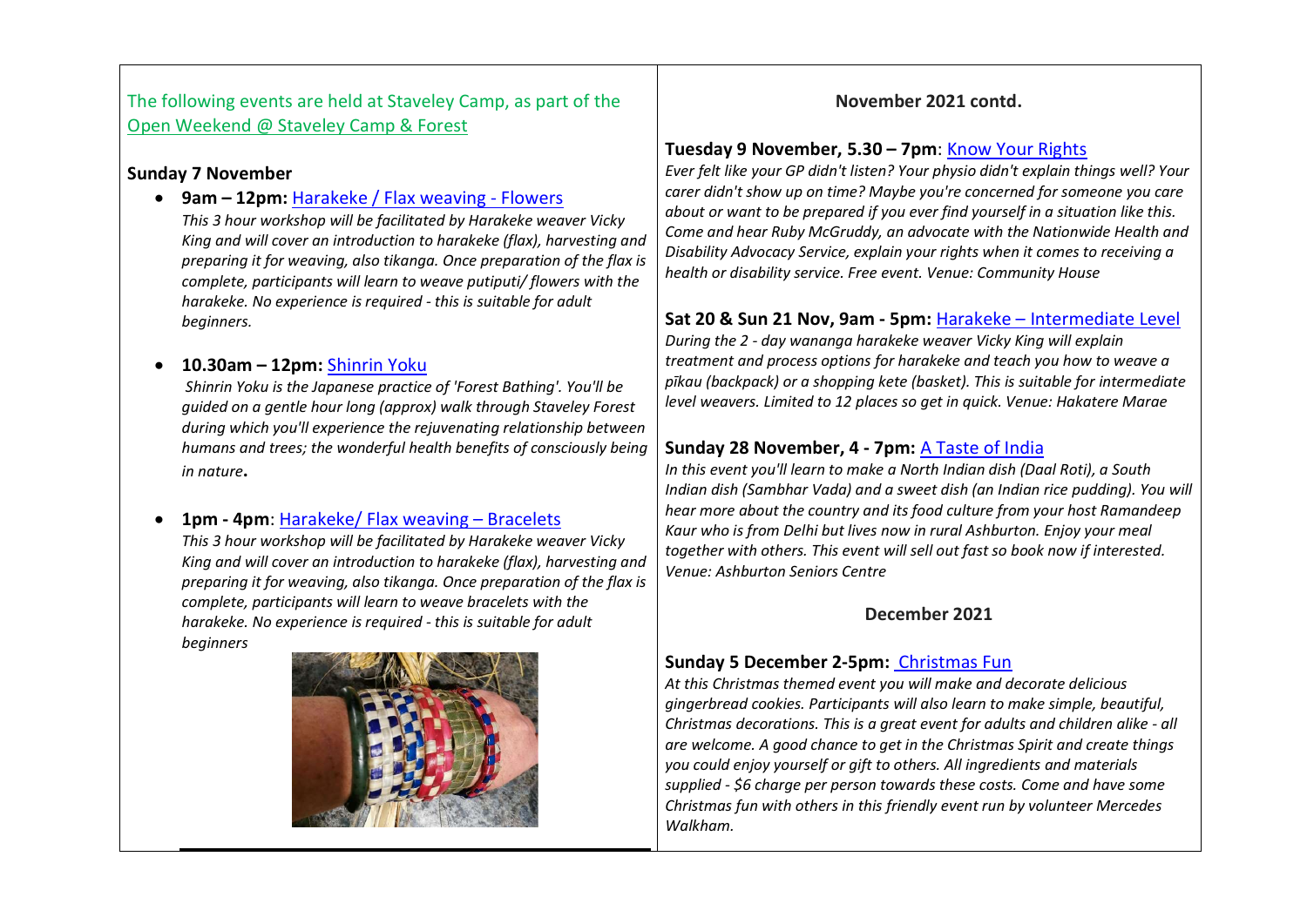The following events are held at Staveley Camp, as part of the Open Weekend @ Staveley Camp & Forest

**Sunday 7 November**

- **9am – 12pm:** Harakeke / Flax weaving - Flowers
  *This 3 hour workshop will be facilitated by Harakeke weaver Vicky King and will cover an introduction to harakeke (flax), harvesting and preparing it for weaving, also tikanga. Once preparation of the flax is complete, participants will learn to weave putiputi/ flowers with the harakeke. No experience is required - this is suitable for adult beginners.*

- **10.30am – 12pm:** Shinrin Yoku
  *Shinrin Yoku is the Japanese practice of 'Forest Bathing'. You'll be guided on a gentle hour long (approx) walk through Staveley Forest during which you'll experience the rejuvenating relationship between humans and trees; the wonderful health benefits of consciously being in nature***.**

- **1pm - 4pm**: Harakeke/ Flax weaving – Bracelets
  *This 3 hour workshop will be facilitated by Harakeke weaver Vicky King and will cover an introduction to harakeke (flax), harvesting and preparing it for weaving, also tikanga. Once preparation of the flax is complete, participants will learn to weave bracelets with the harakeke. No experience is required - this is suitable for adult beginners*

**November 2021 contd.**

**Tuesday 9 November, 5.30 – 7pm**: Know Your Rights
*Ever felt like your GP didn't listen? Your physio didn't explain things well? Your carer didn't show up on time? Maybe you're concerned for someone you care about or want to be prepared if you ever find yourself in a situation like this. Come and hear Ruby McGruddy, an advocate with the Nationwide Health and Disability Advocacy Service, explain your rights when it comes to receiving a health or disability service. Free event. Venue: Community House*

**Sat 20 & Sun 21 Nov, 9am - 5pm:** Harakeke – Intermediate Level
*During the 2 - day wananga harakeke weaver Vicky King will explain treatment and process options for harakeke and teach you how to weave a pīkau (backpack) or a shopping kete (basket). This is suitable for intermediate level weavers. Limited to 12 places so get in quick. Venue: Hakatere Marae*

**Sunday 28 November, 4 - 7pm:** A Taste of India
*In this event you'll learn to make a North Indian dish (Daal Roti), a South Indian dish (Sambhar Vada) and a sweet dish (an Indian rice pudding). You will hear more about the country and its food culture from your host Ramandeep Kaur who is from Delhi but lives now in rural Ashburton. Enjoy your meal together with others. This event will sell out fast so book now if interested. Venue: Ashburton Seniors Centre*

**December 2021**

**Sunday 5 December 2-5pm:** Christmas Fun
*At this Christmas themed event you will make and decorate delicious gingerbread cookies. Participants will also learn to make simple, beautiful, Christmas decorations. This is a great event for adults and children alike - all are welcome. A good chance to get in the Christmas Spirit and create things you could enjoy yourself or gift to others. All ingredients and materials supplied - $6 charge per person towards these costs. Come and have some Christmas fun with others in this friendly event run by volunteer Mercedes Walkham.*